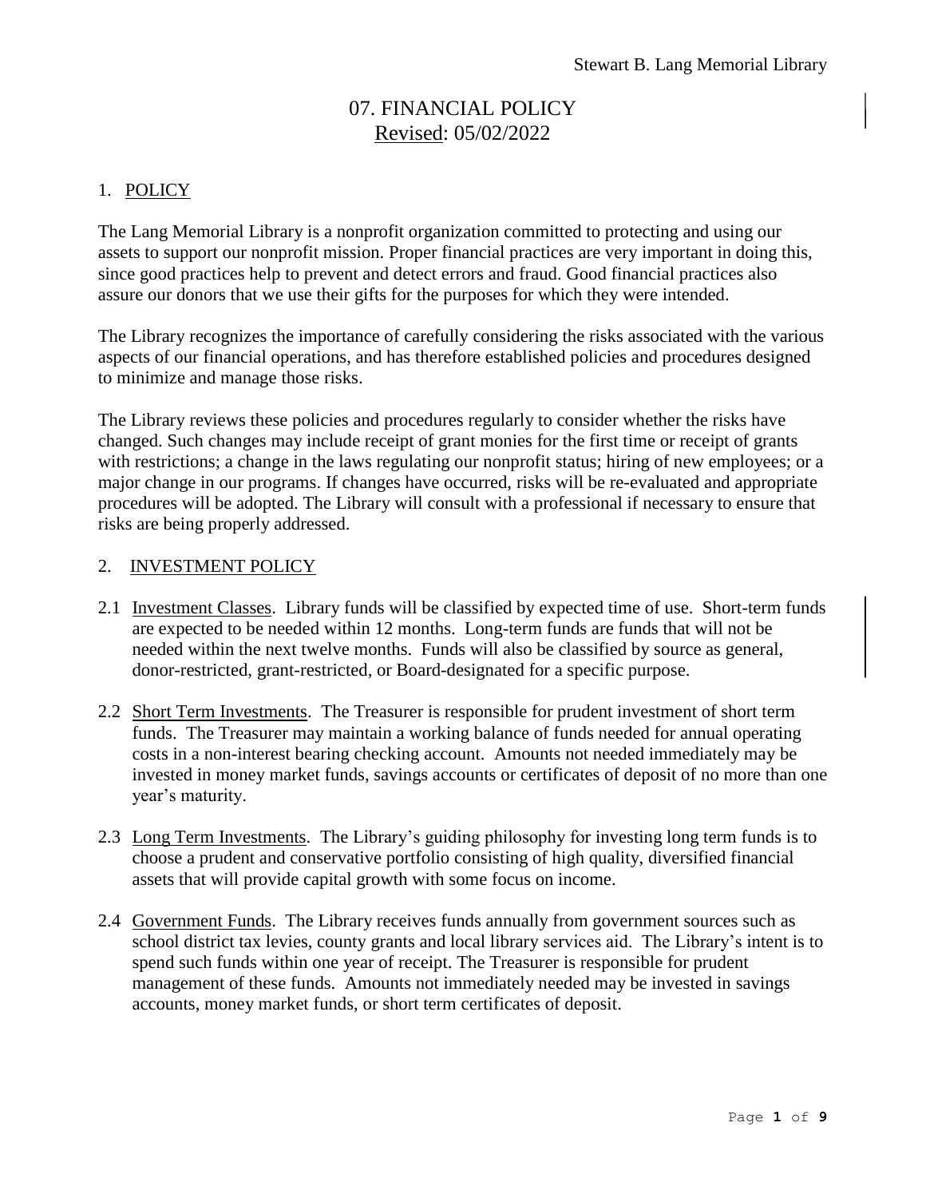# 07. FINANCIAL POLICY

Revised: 05/02/2022

## 1. POLICY

The Lang Memorial Library is a nonprofit organization committed to protecting and using our assets to support our nonprofit mission. Proper financial practices are very important in doing this, since good practices help to prevent and detect errors and fraud. Good financial practices also assure our donors that we use their gifts for the purposes for which they were intended.

The Library recognizes the importance of carefully considering the risks associated with the various aspects of our financial operations, and has therefore established policies and procedures designed to minimize and manage those risks.

The Library reviews these policies and procedures regularly to consider whether the risks have changed. Such changes may include receipt of grant monies for the first time or receipt of grants with restrictions; a change in the laws regulating our nonprofit status; hiring of new employees; or a major change in our programs. If changes have occurred, risks will be re-evaluated and appropriate procedures will be adopted. The Library will consult with a professional if necessary to ensure that risks are being properly addressed.

## 2. INVESTMENT POLICY

2.1 Investment Classes. Library funds will be classified by expected time of use. Short-term funds are expected to be needed within 12 months. Long-term funds are funds that will not be needed within the next twelve months. Funds will also be classified by source as general, donor-restricted, grant-restricted, or Board-designated for a specific purpose.

2.2 Short Term Investments. The Treasurer is responsible for prudent investment of short term funds. The Treasurer may maintain a working balance of funds needed for annual operating costs in a non-interest bearing checking account. Amounts not needed immediately may be invested in money market funds, savings accounts or certificates of deposit of no more than one year's maturity.

2.3 Long Term Investments. The Library's guiding philosophy for investing long term funds is to choose a prudent and conservative portfolio consisting of high quality, diversified financial assets that will provide capital growth with some focus on income.

2.4 Government Funds. The Library receives funds annually from government sources such as school district tax levies, county grants and local library services aid. The Library's intent is to spend such funds within one year of receipt. The Treasurer is responsible for prudent management of these funds. Amounts not immediately needed may be invested in savings accounts, money market funds, or short term certificates of deposit.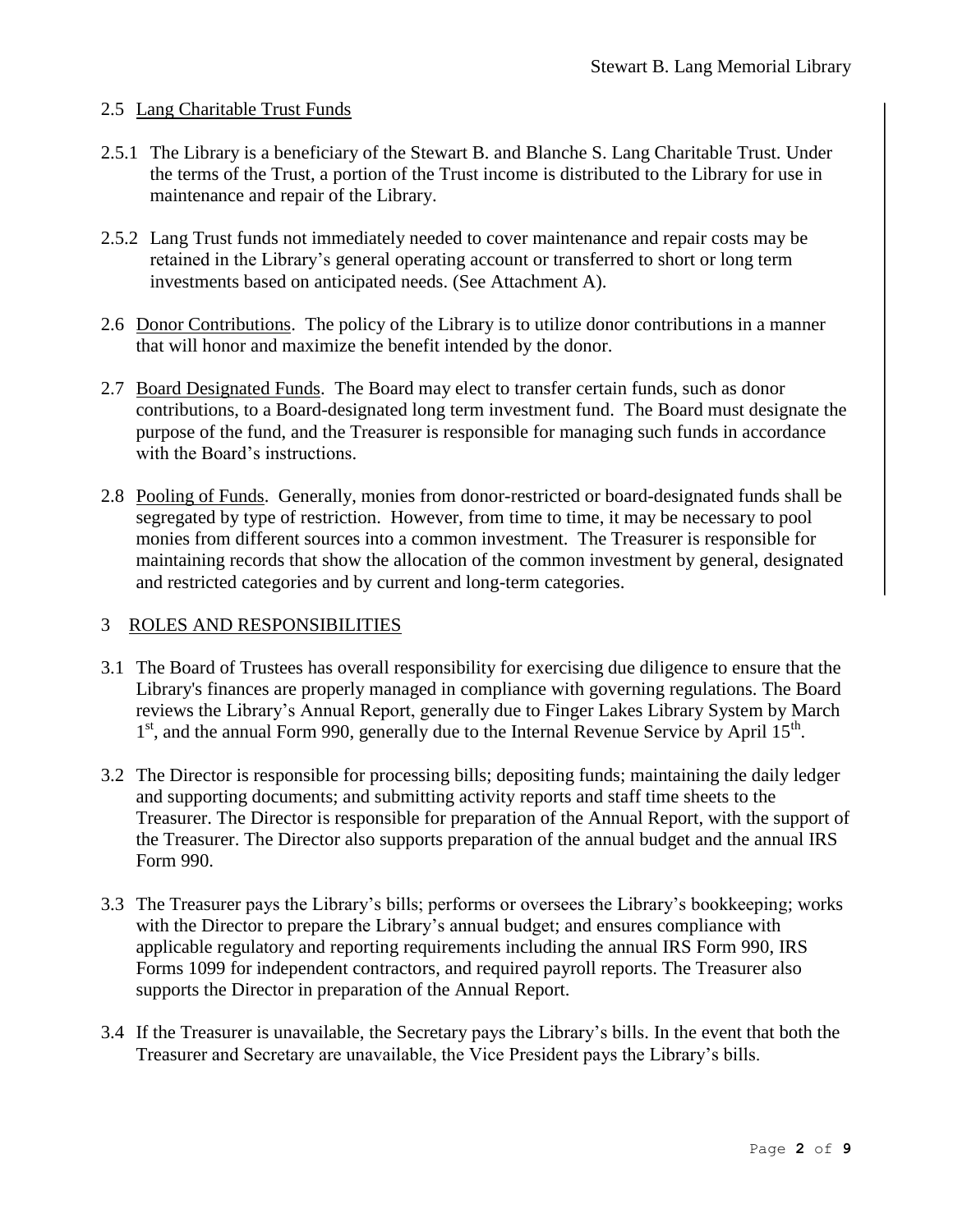2.5 Lang Charitable Trust Funds

2.5.1 The Library is a beneficiary of the Stewart B. and Blanche S. Lang Charitable Trust. Under the terms of the Trust, a portion of the Trust income is distributed to the Library for use in maintenance and repair of the Library.

2.5.2 Lang Trust funds not immediately needed to cover maintenance and repair costs may be retained in the Library's general operating account or transferred to short or long term investments based on anticipated needs. (See Attachment A).

2.6 Donor Contributions. The policy of the Library is to utilize donor contributions in a manner that will honor and maximize the benefit intended by the donor.

2.7 Board Designated Funds. The Board may elect to transfer certain funds, such as donor contributions, to a Board-designated long term investment fund. The Board must designate the purpose of the fund, and the Treasurer is responsible for managing such funds in accordance with the Board's instructions.

2.8 Pooling of Funds. Generally, monies from donor-restricted or board-designated funds shall be segregated by type of restriction. However, from time to time, it may be necessary to pool monies from different sources into a common investment. The Treasurer is responsible for maintaining records that show the allocation of the common investment by general, designated and restricted categories and by current and long-term categories.

## 3 ROLES AND RESPONSIBILITIES

3.1 The Board of Trustees has overall responsibility for exercising due diligence to ensure that the Library's finances are properly managed in compliance with governing regulations. The Board reviews the Library's Annual Report, generally due to Finger Lakes Library System by March 1st, and the annual Form 990, generally due to the Internal Revenue Service by April 15th.

3.2 The Director is responsible for processing bills; depositing funds; maintaining the daily ledger and supporting documents; and submitting activity reports and staff time sheets to the Treasurer. The Director is responsible for preparation of the Annual Report, with the support of the Treasurer. The Director also supports preparation of the annual budget and the annual IRS Form 990.

3.3 The Treasurer pays the Library's bills; performs or oversees the Library's bookkeeping; works with the Director to prepare the Library's annual budget; and ensures compliance with applicable regulatory and reporting requirements including the annual IRS Form 990, IRS Forms 1099 for independent contractors, and required payroll reports. The Treasurer also supports the Director in preparation of the Annual Report.

3.4 If the Treasurer is unavailable, the Secretary pays the Library's bills. In the event that both the Treasurer and Secretary are unavailable, the Vice President pays the Library's bills.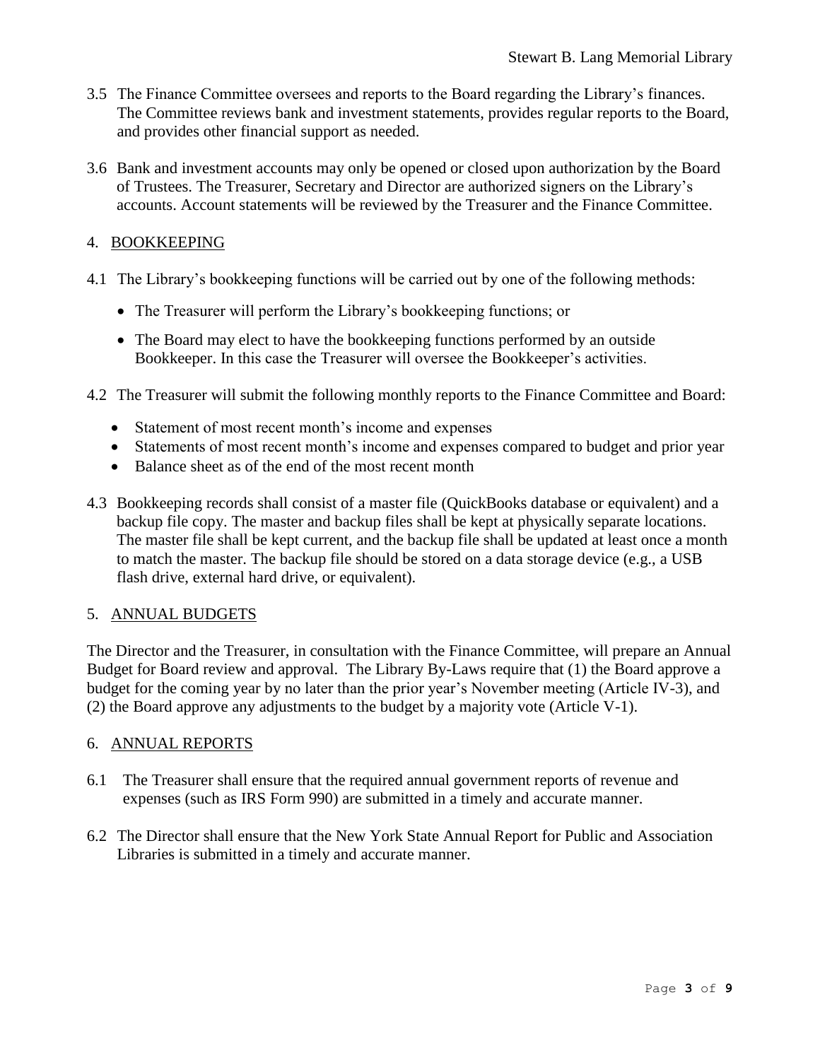3.5 The Finance Committee oversees and reports to the Board regarding the Library's finances. The Committee reviews bank and investment statements, provides regular reports to the Board, and provides other financial support as needed.

3.6 Bank and investment accounts may only be opened or closed upon authorization by the Board of Trustees. The Treasurer, Secretary and Director are authorized signers on the Library's accounts. Account statements will be reviewed by the Treasurer and the Finance Committee.

## 4. BOOKKEEPING

4.1 The Library's bookkeeping functions will be carried out by one of the following methods:

- The Treasurer will perform the Library's bookkeeping functions; or
- The Board may elect to have the bookkeeping functions performed by an outside Bookkeeper. In this case the Treasurer will oversee the Bookkeeper's activities.

4.2 The Treasurer will submit the following monthly reports to the Finance Committee and Board:

- Statement of most recent month's income and expenses
- Statements of most recent month's income and expenses compared to budget and prior year
- Balance sheet as of the end of the most recent month

4.3 Bookkeeping records shall consist of a master file (QuickBooks database or equivalent) and a backup file copy. The master and backup files shall be kept at physically separate locations. The master file shall be kept current, and the backup file shall be updated at least once a month to match the master. The backup file should be stored on a data storage device (e.g., a USB flash drive, external hard drive, or equivalent).

## 5. ANNUAL BUDGETS

The Director and the Treasurer, in consultation with the Finance Committee, will prepare an Annual Budget for Board review and approval. The Library By-Laws require that (1) the Board approve a budget for the coming year by no later than the prior year's November meeting (Article IV-3), and (2) the Board approve any adjustments to the budget by a majority vote (Article V-1).

## 6. ANNUAL REPORTS

6.1 The Treasurer shall ensure that the required annual government reports of revenue and expenses (such as IRS Form 990) are submitted in a timely and accurate manner.

6.2 The Director shall ensure that the New York State Annual Report for Public and Association Libraries is submitted in a timely and accurate manner.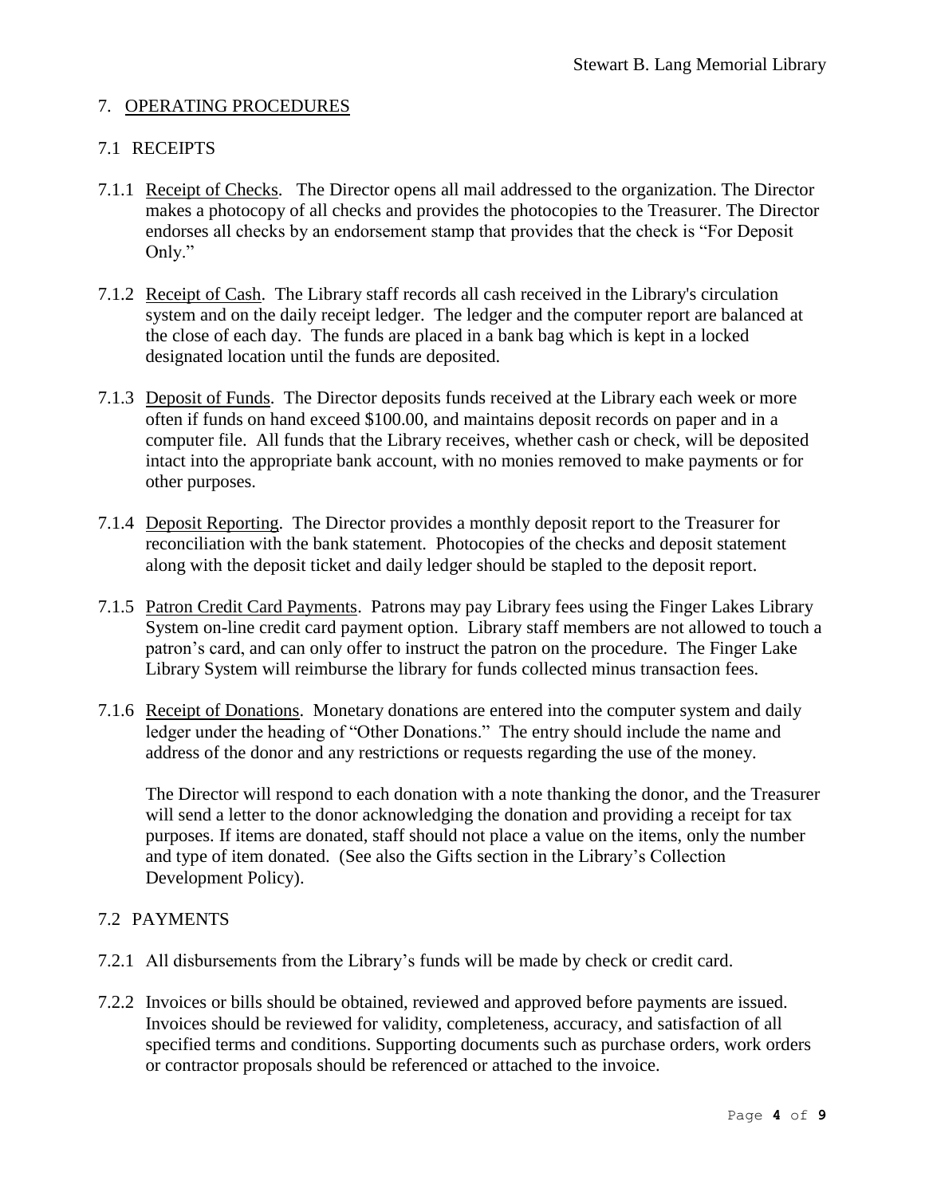## 7. OPERATING PROCEDURES

### 7.1 RECEIPTS

7.1.1 Receipt of Checks. The Director opens all mail addressed to the organization. The Director makes a photocopy of all checks and provides the photocopies to the Treasurer. The Director endorses all checks by an endorsement stamp that provides that the check is "For Deposit Only."

7.1.2 Receipt of Cash. The Library staff records all cash received in the Library's circulation system and on the daily receipt ledger. The ledger and the computer report are balanced at the close of each day. The funds are placed in a bank bag which is kept in a locked designated location until the funds are deposited.

7.1.3 Deposit of Funds. The Director deposits funds received at the Library each week or more often if funds on hand exceed $100.00, and maintains deposit records on paper and in a computer file. All funds that the Library receives, whether cash or check, will be deposited intact into the appropriate bank account, with no monies removed to make payments or for other purposes.

7.1.4 Deposit Reporting. The Director provides a monthly deposit report to the Treasurer for reconciliation with the bank statement. Photocopies of the checks and deposit statement along with the deposit ticket and daily ledger should be stapled to the deposit report.

7.1.5 Patron Credit Card Payments. Patrons may pay Library fees using the Finger Lakes Library System on-line credit card payment option. Library staff members are not allowed to touch a patron's card, and can only offer to instruct the patron on the procedure. The Finger Lake Library System will reimburse the library for funds collected minus transaction fees.

7.1.6 Receipt of Donations. Monetary donations are entered into the computer system and daily ledger under the heading of "Other Donations." The entry should include the name and address of the donor and any restrictions or requests regarding the use of the money.

The Director will respond to each donation with a note thanking the donor, and the Treasurer will send a letter to the donor acknowledging the donation and providing a receipt for tax purposes. If items are donated, staff should not place a value on the items, only the number and type of item donated. (See also the Gifts section in the Library's Collection Development Policy).

### 7.2 PAYMENTS

7.2.1 All disbursements from the Library's funds will be made by check or credit card.

7.2.2 Invoices or bills should be obtained, reviewed and approved before payments are issued. Invoices should be reviewed for validity, completeness, accuracy, and satisfaction of all specified terms and conditions. Supporting documents such as purchase orders, work orders or contractor proposals should be referenced or attached to the invoice.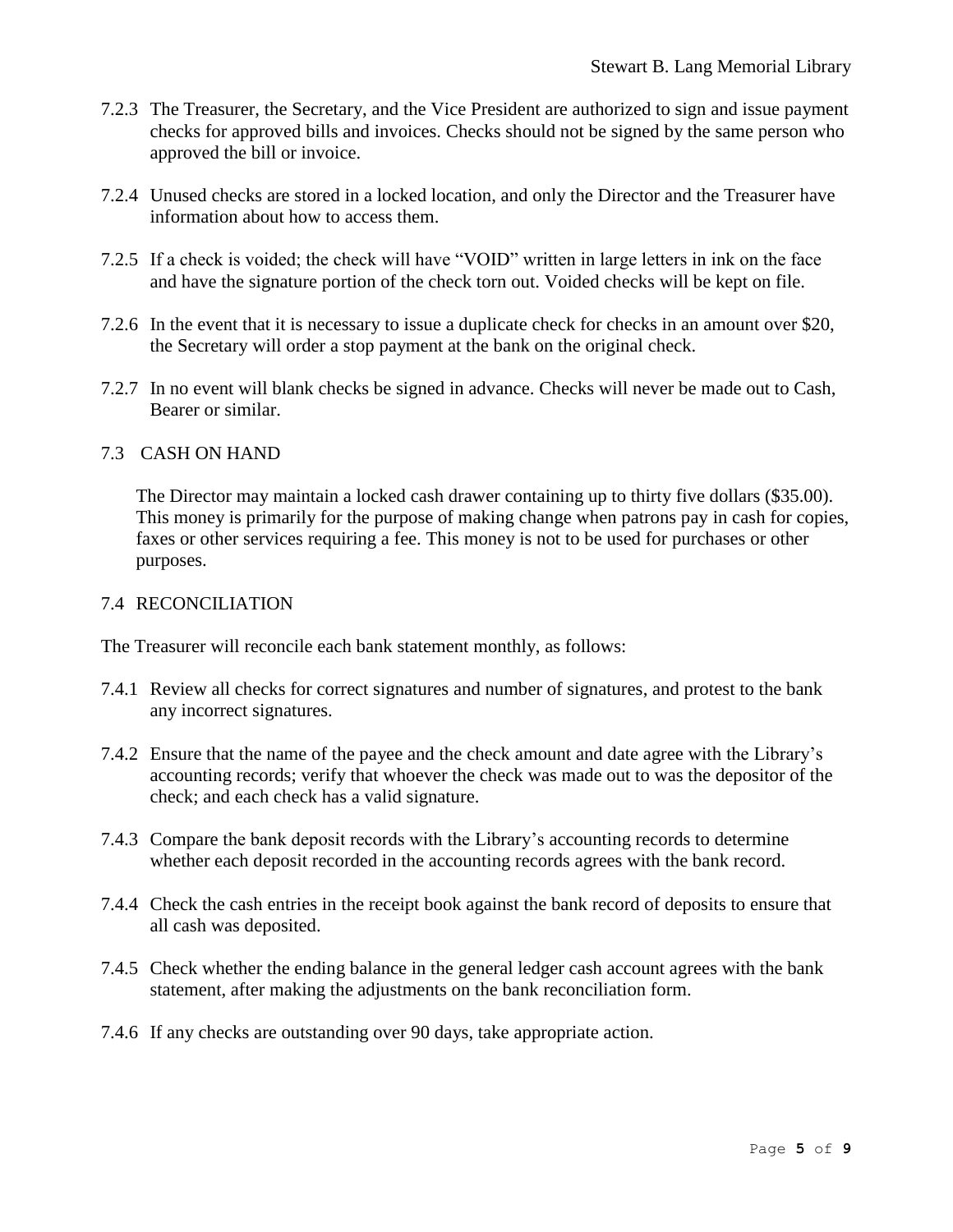7.2.3 The Treasurer, the Secretary, and the Vice President are authorized to sign and issue payment checks for approved bills and invoices. Checks should not be signed by the same person who approved the bill or invoice.

7.2.4 Unused checks are stored in a locked location, and only the Director and the Treasurer have information about how to access them.

7.2.5 If a check is voided; the check will have "VOID" written in large letters in ink on the face and have the signature portion of the check torn out. Voided checks will be kept on file.

7.2.6 In the event that it is necessary to issue a duplicate check for checks in an amount over $20, the Secretary will order a stop payment at the bank on the original check.

7.2.7 In no event will blank checks be signed in advance. Checks will never be made out to Cash, Bearer or similar.

## 7.3 CASH ON HAND

The Director may maintain a locked cash drawer containing up to thirty five dollars ($35.00). This money is primarily for the purpose of making change when patrons pay in cash for copies, faxes or other services requiring a fee. This money is not to be used for purchases or other purposes.

## 7.4 RECONCILIATION

The Treasurer will reconcile each bank statement monthly, as follows:

7.4.1 Review all checks for correct signatures and number of signatures, and protest to the bank any incorrect signatures.

7.4.2 Ensure that the name of the payee and the check amount and date agree with the Library's accounting records; verify that whoever the check was made out to was the depositor of the check; and each check has a valid signature.

7.4.3 Compare the bank deposit records with the Library's accounting records to determine whether each deposit recorded in the accounting records agrees with the bank record.

7.4.4 Check the cash entries in the receipt book against the bank record of deposits to ensure that all cash was deposited.

7.4.5 Check whether the ending balance in the general ledger cash account agrees with the bank statement, after making the adjustments on the bank reconciliation form.

7.4.6 If any checks are outstanding over 90 days, take appropriate action.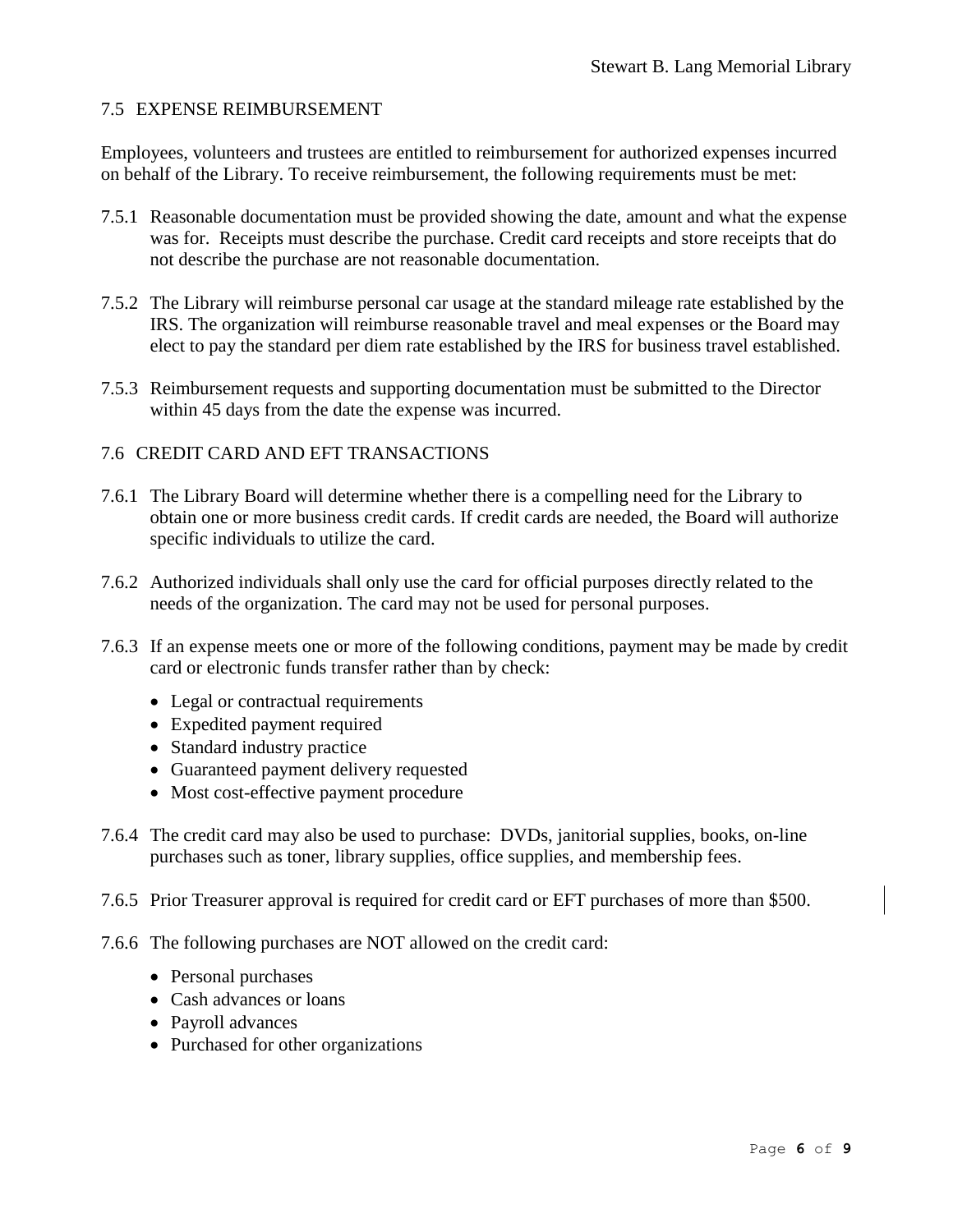## 7.5 EXPENSE REIMBURSEMENT

Employees, volunteers and trustees are entitled to reimbursement for authorized expenses incurred on behalf of the Library. To receive reimbursement, the following requirements must be met:

7.5.1 Reasonable documentation must be provided showing the date, amount and what the expense was for. Receipts must describe the purchase. Credit card receipts and store receipts that do not describe the purchase are not reasonable documentation.

7.5.2 The Library will reimburse personal car usage at the standard mileage rate established by the IRS. The organization will reimburse reasonable travel and meal expenses or the Board may elect to pay the standard per diem rate established by the IRS for business travel established.

7.5.3 Reimbursement requests and supporting documentation must be submitted to the Director within 45 days from the date the expense was incurred.

## 7.6 CREDIT CARD AND EFT TRANSACTIONS

7.6.1 The Library Board will determine whether there is a compelling need for the Library to obtain one or more business credit cards. If credit cards are needed, the Board will authorize specific individuals to utilize the card.

7.6.2 Authorized individuals shall only use the card for official purposes directly related to the needs of the organization. The card may not be used for personal purposes.

7.6.3 If an expense meets one or more of the following conditions, payment may be made by credit card or electronic funds transfer rather than by check:

- Legal or contractual requirements
- Expedited payment required
- Standard industry practice
- Guaranteed payment delivery requested
- Most cost-effective payment procedure

7.6.4 The credit card may also be used to purchase: DVDs, janitorial supplies, books, on-line purchases such as toner, library supplies, office supplies, and membership fees.

7.6.5 Prior Treasurer approval is required for credit card or EFT purchases of more than $500.

7.6.6 The following purchases are NOT allowed on the credit card:

- Personal purchases
- Cash advances or loans
- Payroll advances
- Purchased for other organizations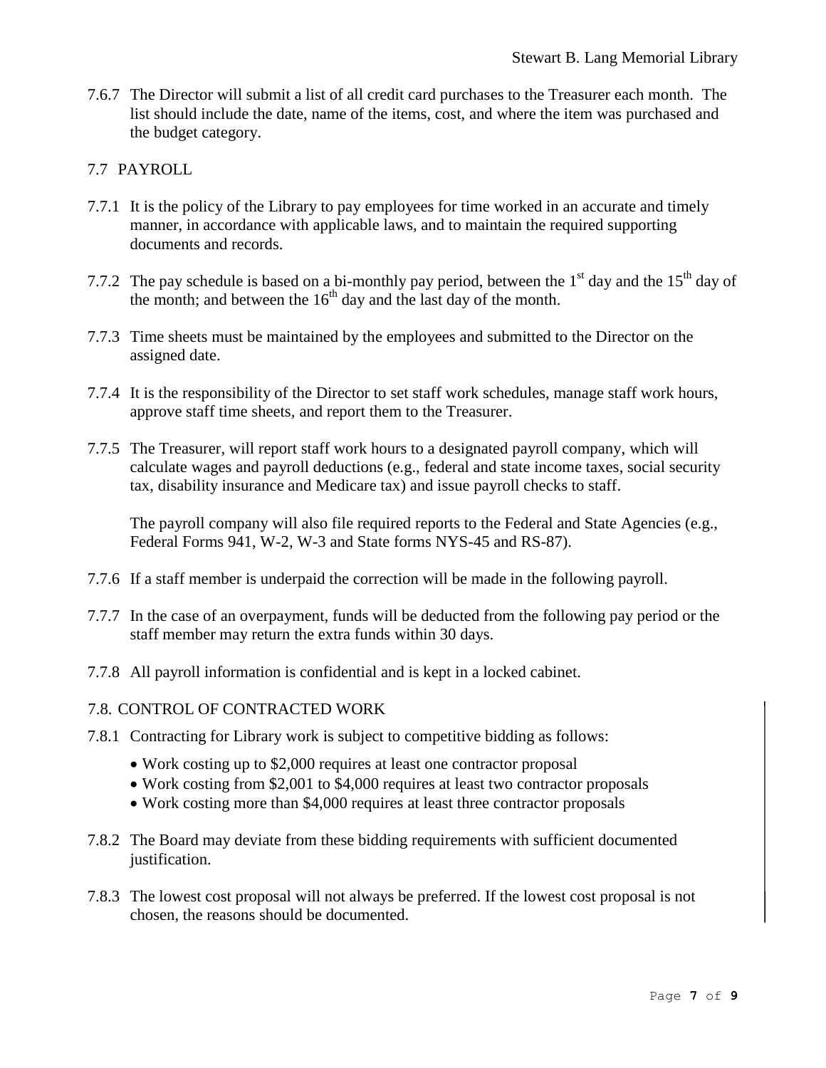7.6.7 The Director will submit a list of all credit card purchases to the Treasurer each month. The list should include the date, name of the items, cost, and where the item was purchased and the budget category.

## 7.7 PAYROLL

7.7.1 It is the policy of the Library to pay employees for time worked in an accurate and timely manner, in accordance with applicable laws, and to maintain the required supporting documents and records.

7.7.2 The pay schedule is based on a bi-monthly pay period, between the 1st day and the 15th day of the month; and between the 16th day and the last day of the month.

7.7.3 Time sheets must be maintained by the employees and submitted to the Director on the assigned date.

7.7.4 It is the responsibility of the Director to set staff work schedules, manage staff work hours, approve staff time sheets, and report them to the Treasurer.

7.7.5 The Treasurer, will report staff work hours to a designated payroll company, which will calculate wages and payroll deductions (e.g., federal and state income taxes, social security tax, disability insurance and Medicare tax) and issue payroll checks to staff.

The payroll company will also file required reports to the Federal and State Agencies (e.g., Federal Forms 941, W-2, W-3 and State forms NYS-45 and RS-87).

7.7.6 If a staff member is underpaid the correction will be made in the following payroll.

7.7.7 In the case of an overpayment, funds will be deducted from the following pay period or the staff member may return the extra funds within 30 days.

7.7.8 All payroll information is confidential and is kept in a locked cabinet.

## 7.8. CONTROL OF CONTRACTED WORK

7.8.1 Contracting for Library work is subject to competitive bidding as follows:

- Work costing up to $2,000 requires at least one contractor proposal
- Work costing from $2,001 to $4,000 requires at least two contractor proposals
- Work costing more than $4,000 requires at least three contractor proposals

7.8.2 The Board may deviate from these bidding requirements with sufficient documented justification.

7.8.3 The lowest cost proposal will not always be preferred. If the lowest cost proposal is not chosen, the reasons should be documented.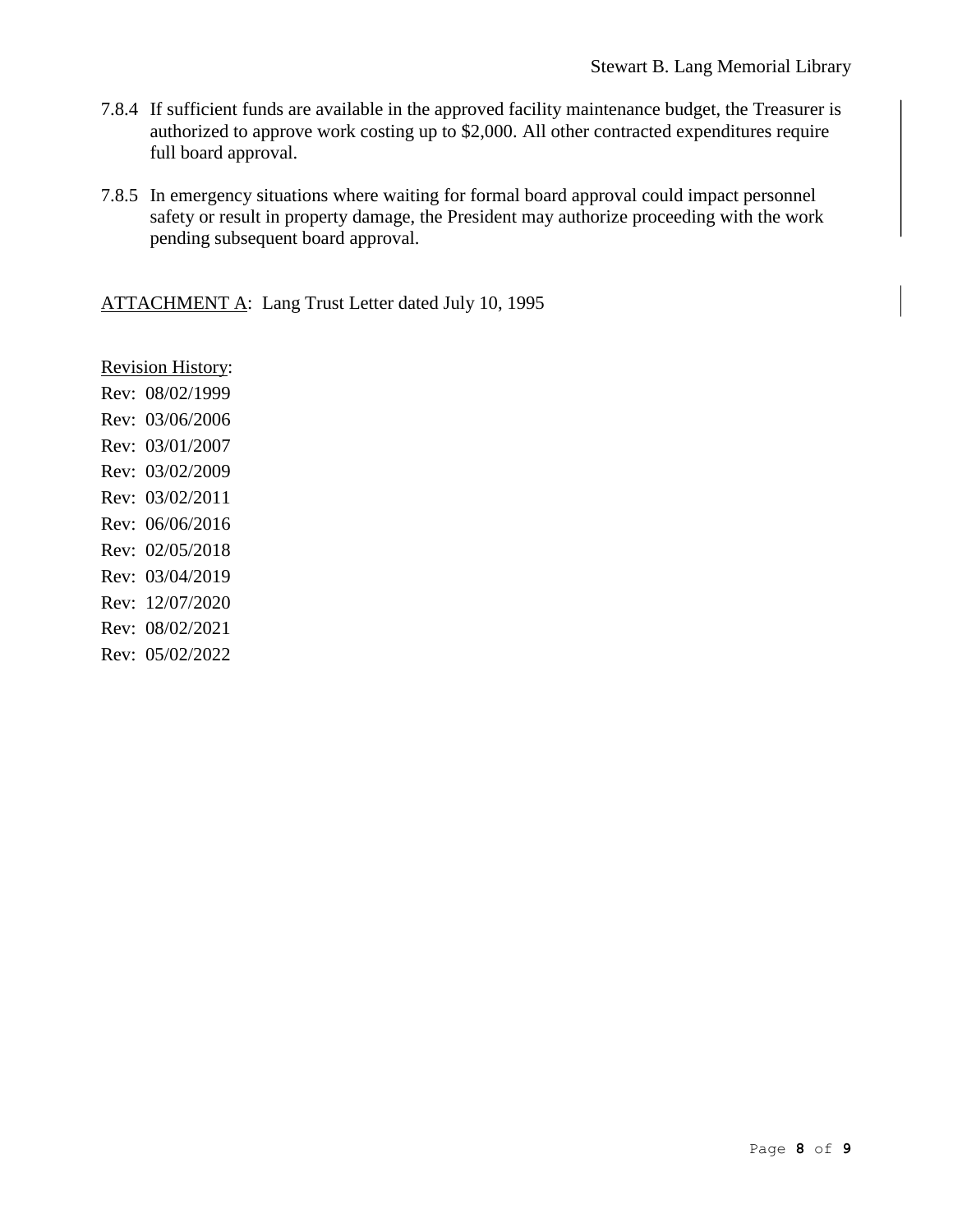7.8.4 If sufficient funds are available in the approved facility maintenance budget, the Treasurer is authorized to approve work costing up to $2,000. All other contracted expenditures require full board approval.

7.8.5 In emergency situations where waiting for formal board approval could impact personnel safety or result in property damage, the President may authorize proceeding with the work pending subsequent board approval.

ATTACHMENT A: Lang Trust Letter dated July 10, 1995

Revision History:

Rev: 08/02/1999

Rev: 03/06/2006

Rev: 03/01/2007

Rev: 03/02/2009

Rev: 03/02/2011

Rev: 06/06/2016

Rev: 02/05/2018

Rev: 03/04/2019

Rev: 12/07/2020

Rev: 08/02/2021

Rev: 05/02/2022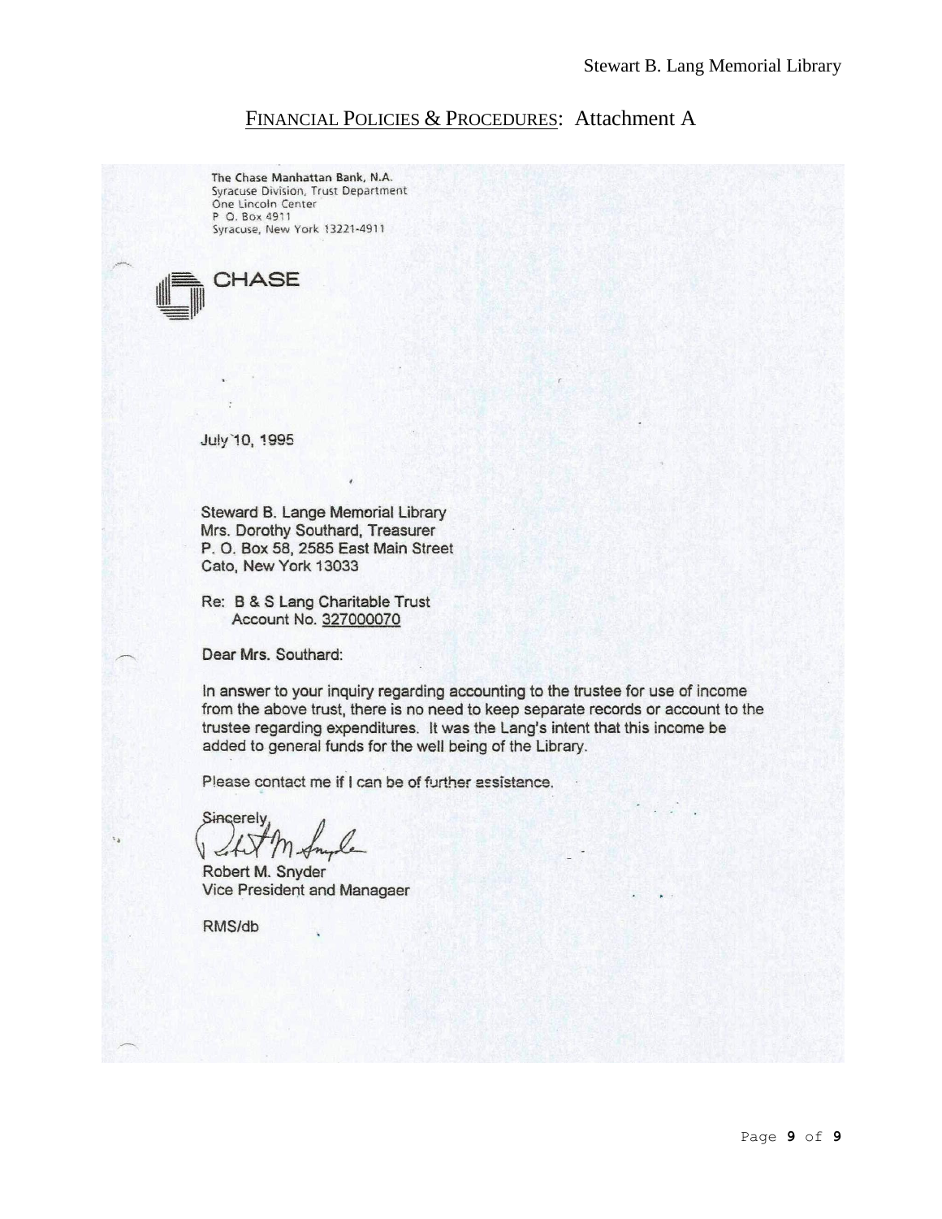## FINANCIAL POLICIES & PROCEDURES: Attachment A

The Chase Manhattan Bank, N.A.
Syracuse Division, Trust Department
One Lincoln Center
P. O. Box 4911
Syracuse, New York 13221-4911

CHASE

July 10, 1995

Steward B. Lange Memorial Library
Mrs. Dorothy Southard, Treasurer
P. O. Box 58, 2585 East Main Street
Cato, New York 13033

Re: B & S Lang Charitable Trust
Account No. 327000070

Dear Mrs. Southard:

In answer to your inquiry regarding accounting to the trustee for use of income from the above trust, there is no need to keep separate records or account to the trustee regarding expenditures. It was the Lang's intent that this income be added to general funds for the well being of the Library.

Please contact me if I can be of further assistance.

Sincerely,

Robert M. Snyder
Vice President and Managaer

RMS/db